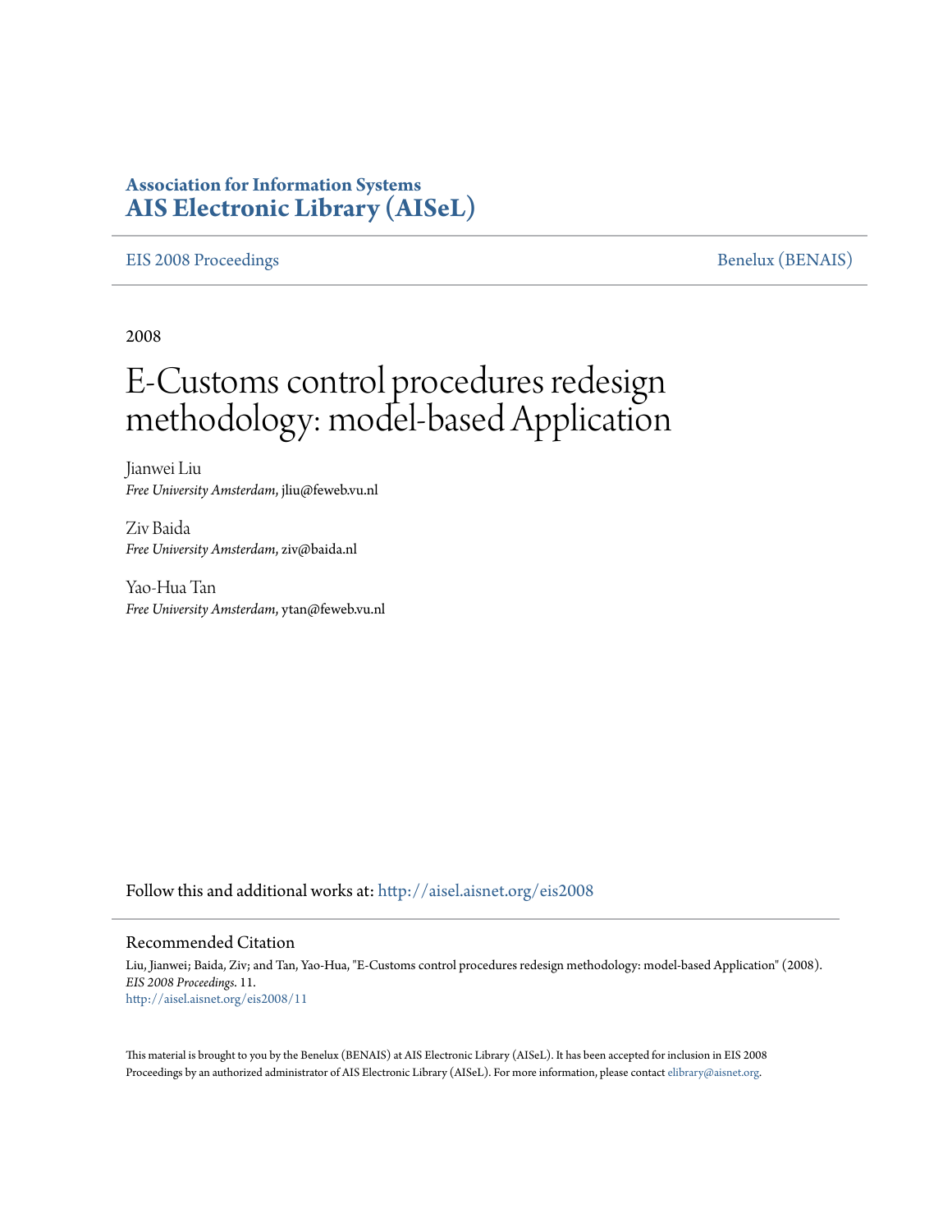# Association for Information Systems
# AIS Electronic Library (AISeL)

EIS 2008 Proceedings | Benelux (BENAIS)

2008

# E-Customs control procedures redesign methodology: model-based Application

Jianwei Liu
*Free University Amsterdam*, jliu@feweb.vu.nl

Ziv Baida
*Free University Amsterdam*, ziv@baida.nl

Yao-Hua Tan
*Free University Amsterdam*, ytan@feweb.vu.nl

Follow this and additional works at: http://aisel.aisnet.org/eis2008

## Recommended Citation

Liu, Jianwei; Baida, Ziv; and Tan, Yao-Hua, "E-Customs control procedures redesign methodology: model-based Application" (2008). *EIS 2008 Proceedings*. 11.
http://aisel.aisnet.org/eis2008/11

This material is brought to you by the Benelux (BENAIS) at AIS Electronic Library (AISeL). It has been accepted for inclusion in EIS 2008 Proceedings by an authorized administrator of AIS Electronic Library (AISeL). For more information, please contact elibrary@aisnet.org.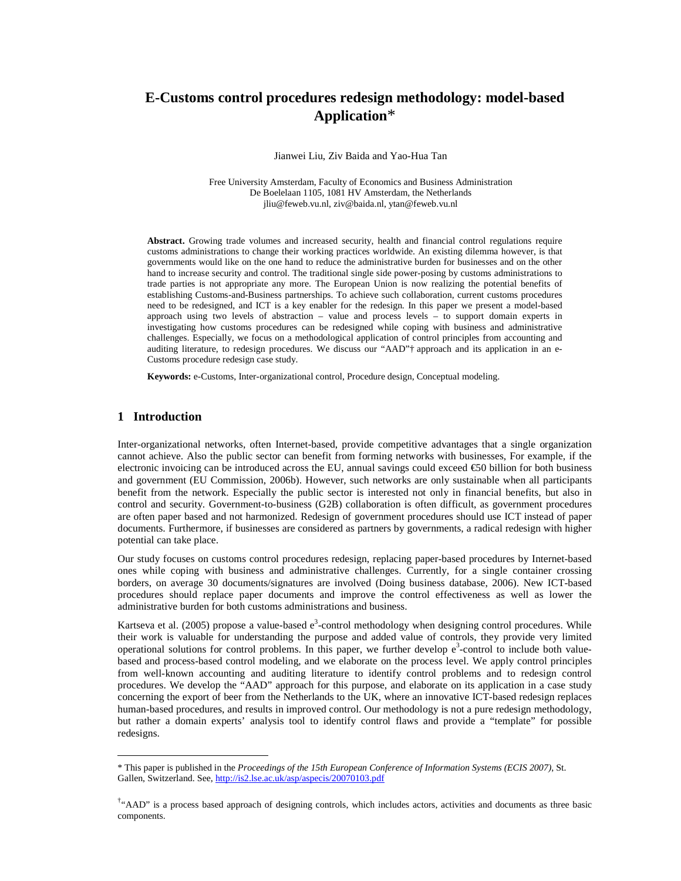# E-Customs control procedures redesign methodology: model-based Application*

Jianwei Liu, Ziv Baida and Yao-Hua Tan

Free University Amsterdam, Faculty of Economics and Business Administration
De Boelelaan 1105, 1081 HV Amsterdam, the Netherlands
jliu@feweb.vu.nl, ziv@baida.nl, ytan@feweb.vu.nl

**Abstract.** Growing trade volumes and increased security, health and financial control regulations require customs administrations to change their working practices worldwide. An existing dilemma however, is that governments would like on the one hand to reduce the administrative burden for businesses and on the other hand to increase security and control. The traditional single side power-posing by customs administrations to trade parties is not appropriate any more. The European Union is now realizing the potential benefits of establishing Customs-and-Business partnerships. To achieve such collaboration, current customs procedures need to be redesigned, and ICT is a key enabler for the redesign. In this paper we present a model-based approach using two levels of abstraction – value and process levels – to support domain experts in investigating how customs procedures can be redesigned while coping with business and administrative challenges. Especially, we focus on a methodological application of control principles from accounting and auditing literature, to redesign procedures. We discuss our "AAD"† approach and its application in an e-Customs procedure redesign case study.

**Keywords:** e-Customs, Inter-organizational control, Procedure design, Conceptual modeling.

## 1 Introduction

Inter-organizational networks, often Internet-based, provide competitive advantages that a single organization cannot achieve. Also the public sector can benefit from forming networks with businesses, For example, if the electronic invoicing can be introduced across the EU, annual savings could exceed €50 billion for both business and government (EU Commission, 2006b). However, such networks are only sustainable when all participants benefit from the network. Especially the public sector is interested not only in financial benefits, but also in control and security. Government-to-business (G2B) collaboration is often difficult, as government procedures are often paper based and not harmonized. Redesign of government procedures should use ICT instead of paper documents. Furthermore, if businesses are considered as partners by governments, a radical redesign with higher potential can take place.

Our study focuses on customs control procedures redesign, replacing paper-based procedures by Internet-based ones while coping with business and administrative challenges. Currently, for a single container crossing borders, on average 30 documents/signatures are involved (Doing business database, 2006). New ICT-based procedures should replace paper documents and improve the control effectiveness as well as lower the administrative burden for both customs administrations and business.

Kartseva et al. (2005) propose a value-based e[3]-control methodology when designing control procedures. While their work is valuable for understanding the purpose and added value of controls, they provide very limited operational solutions for control problems. In this paper, we further develop e[3]-control to include both value-based and process-based control modeling, and we elaborate on the process level. We apply control principles from well-known accounting and auditing literature to identify control problems and to redesign control procedures. We develop the "AAD" approach for this purpose, and elaborate on its application in a case study concerning the export of beer from the Netherlands to the UK, where an innovative ICT-based redesign replaces human-based procedures, and results in improved control. Our methodology is not a pure redesign methodology, but rather a domain experts' analysis tool to identify control flaws and provide a "template" for possible redesigns.

---

\* This paper is published in the *Proceedings of the 15th European Conference of Information Systems (ECIS 2007)*, St. Gallen, Switzerland. See, http://is2.lse.ac.uk/asp/aspecis/20070103.pdf

† "AAD" is a process based approach of designing controls, which includes actors, activities and documents as three basic components.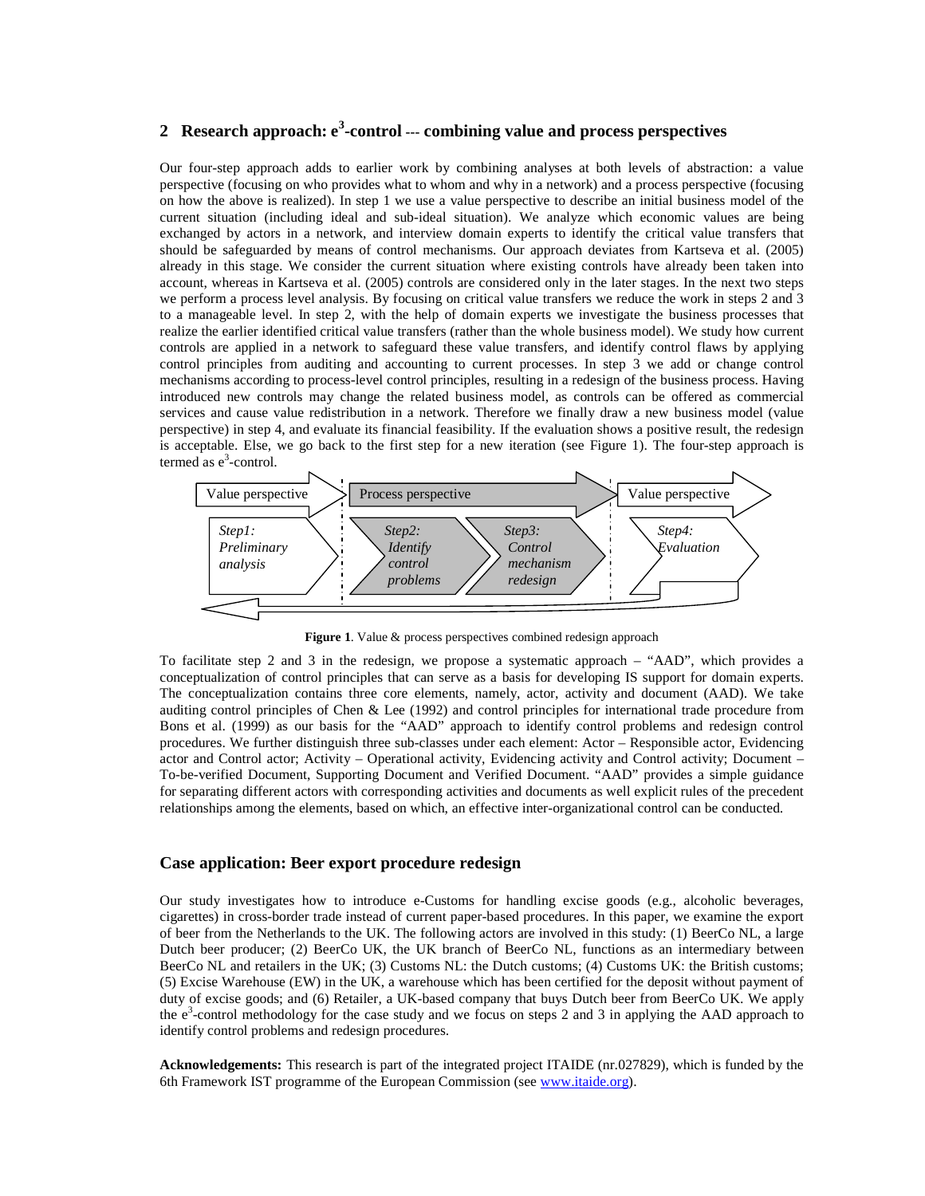## 2 Research approach: e$^3$-control --- combining value and process perspectives

Our four-step approach adds to earlier work by combining analyses at both levels of abstraction: a value perspective (focusing on who provides what to whom and why in a network) and a process perspective (focusing on how the above is realized). In step 1 we use a value perspective to describe an initial business model of the current situation (including ideal and sub-ideal situation). We analyze which economic values are being exchanged by actors in a network, and interview domain experts to identify the critical value transfers that should be safeguarded by means of control mechanisms. Our approach deviates from Kartseva et al. (2005) already in this stage. We consider the current situation where existing controls have already been taken into account, whereas in Kartseva et al. (2005) controls are considered only in the later stages. In the next two steps we perform a process level analysis. By focusing on critical value transfers we reduce the work in steps 2 and 3 to a manageable level. In step 2, with the help of domain experts we investigate the business processes that realize the earlier identified critical value transfers (rather than the whole business model). We study how current controls are applied in a network to safeguard these value transfers, and identify control flaws by applying control principles from auditing and accounting to current processes. In step 3 we add or change control mechanisms according to process-level control principles, resulting in a redesign of the business process. Having introduced new controls may change the related business model, as controls can be offered as commercial services and cause value redistribution in a network. Therefore we finally draw a new business model (value perspective) in step 4, and evaluate its financial feasibility. If the evaluation shows a positive result, the redesign is acceptable. Else, we go back to the first step for a new iteration (see Figure 1). The four-step approach is termed as e$^3$-control.

Value perspective

Process perspective

Value perspective

*Step1: Preliminary analysis*

*Step2: Identify control problems*

*Step3: Control mechanism redesign*

*Step4: Evaluation*

**Figure 1**. Value & process perspectives combined redesign approach

To facilitate step 2 and 3 in the redesign, we propose a systematic approach – "AAD", which provides a conceptualization of control principles that can serve as a basis for developing IS support for domain experts. The conceptualization contains three core elements, namely, actor, activity and document (AAD). We take auditing control principles of Chen & Lee (1992) and control principles for international trade procedure from Bons et al. (1999) as our basis for the "AAD" approach to identify control problems and redesign control procedures. We further distinguish three sub-classes under each element: Actor – Responsible actor, Evidencing actor and Control actor; Activity – Operational activity, Evidencing activity and Control activity; Document – To-be-verified Document, Supporting Document and Verified Document. "AAD" provides a simple guidance for separating different actors with corresponding activities and documents as well explicit rules of the precedent relationships among the elements, based on which, an effective inter-organizational control can be conducted.

### Case application: Beer export procedure redesign

Our study investigates how to introduce e-Customs for handling excise goods (e.g., alcoholic beverages, cigarettes) in cross-border trade instead of current paper-based procedures. In this paper, we examine the export of beer from the Netherlands to the UK. The following actors are involved in this study: (1) BeerCo NL, a large Dutch beer producer; (2) BeerCo UK, the UK branch of BeerCo NL, functions as an intermediary between BeerCo NL and retailers in the UK; (3) Customs NL: the Dutch customs; (4) Customs UK: the British customs; (5) Excise Warehouse (EW) in the UK, a warehouse which has been certified for the deposit without payment of duty of excise goods; and (6) Retailer, a UK-based company that buys Dutch beer from BeerCo UK. We apply the e$^3$-control methodology for the case study and we focus on steps 2 and 3 in applying the AAD approach to identify control problems and redesign procedures.

**Acknowledgements:** This research is part of the integrated project ITAIDE (nr.027829), which is funded by the 6th Framework IST programme of the European Commission (see www.itaide.org).